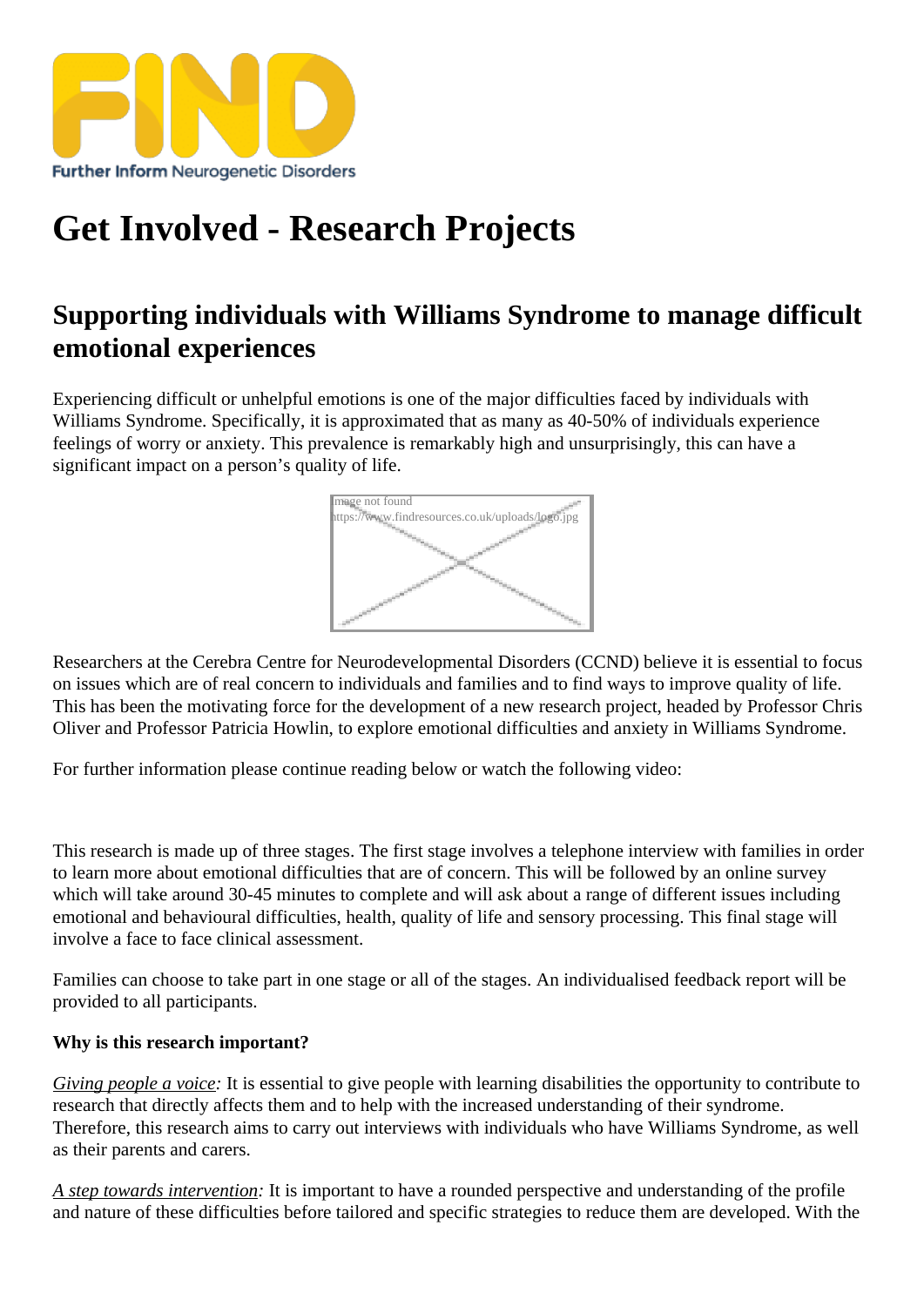# Get Involved - Research Projects

## Supporting individuals with Williams Syndrome to manage difficult emotional experiences

Experiencing difficult or unhelpful emotions is one of the major difficulties faced by individuals with Williams Syndrome. Specifically, it is approximated that as many as 40-50% of individuals experience feelings of worry or anxiety. This prevalence is remarkably high and unsurprisingly, this can have a significant impact on a person's quality of life.

Researchers at the Cerebra Centre for Neurodevelopmental Disorders (CCND) believe it is essential to focus on issues which are of real concern to individuals and families and to find ways to improve quality of life. This has been the motivating force for the development of a new research project, headed by Professor Chris Oliver and Professor Patricia Howlin, to explore emotional difficulties and anxiety in Williams Syndrome.

For further information please continue reading below or watch the following video:

This research is made up of three stages. The first stage involves a telephone interview with families in order to learn more about emotional difficulties that are of concern. This will be followed by an online survey which will take around 30-45 minutes to complete and will ask about a range of different issues including emotional and behavioural difficulties, health, quality of life and sensory processing. This final stage will involve a face to face clinical assessment.

Families can choose to take part in one stage or all of the stages. An individualised feedback report will be provided to all participants.

**Why is this research important?**

*Giving people a voice:* It is essential to give people with learning disabilities the opportunity to contribute to research that directly affects them and to help with the increased understanding of their syndrome. Therefore, this research aims to carry out interviews with individuals who have Williams Syndrome, as well as their parents and carers.

*A step towards intervention:* It is important to have a rounded perspective and understanding of the profile and nature of these difficulties before tailored and specific strategies to reduce them are developed. With the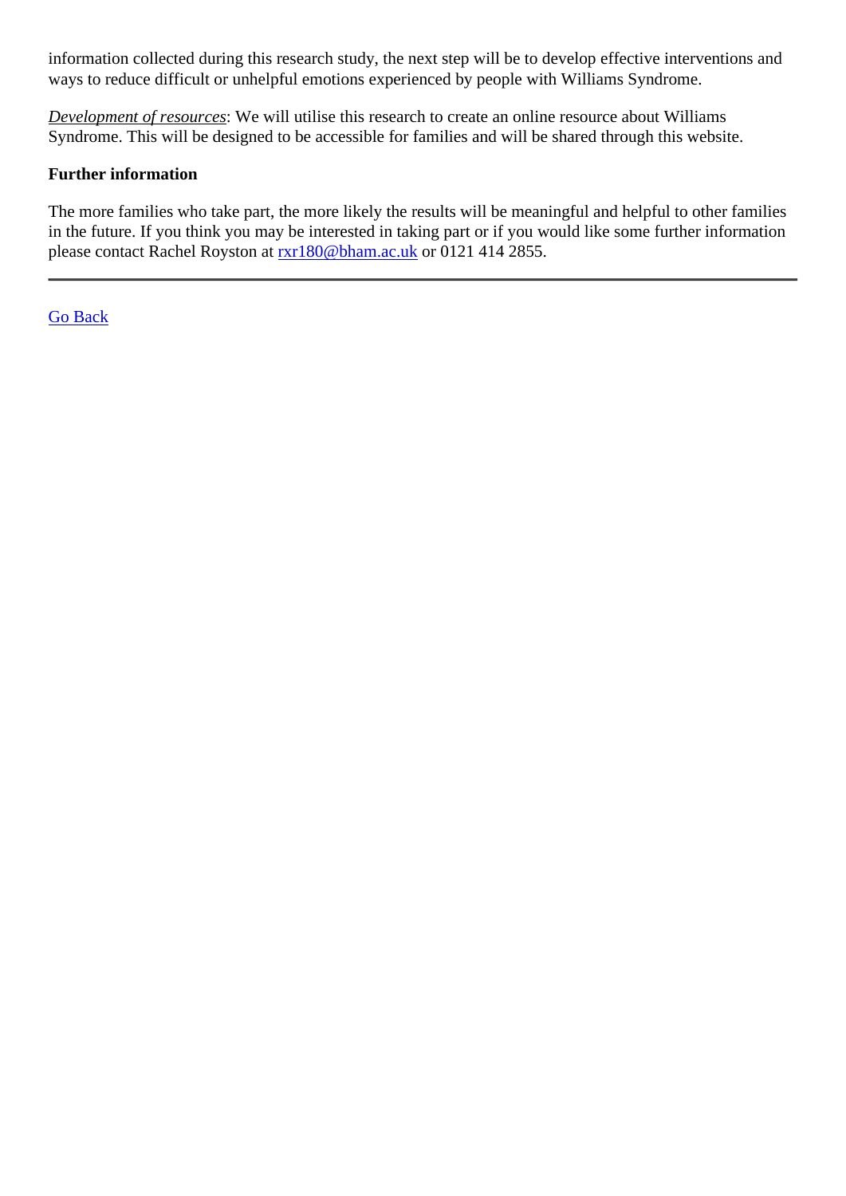information collected during this research study, the next step will be to develop effective interventions and ways to reduce difficult or unhelpful emotions experienced by people with Williams Syndrome.

*Development of resources*: We will utilise this research to create an online resource about Williams Syndrome. This will be designed to be accessible for families and will be shared through this website.

**Further information**

The more families who take part, the more likely the results will be meaningful and helpful to other families in the future. If you think you may be interested in taking part or if you would like some further information please contact Rachel Royston at rxr180@bham.ac.uk or 0121 414 2855.

---

Go Back